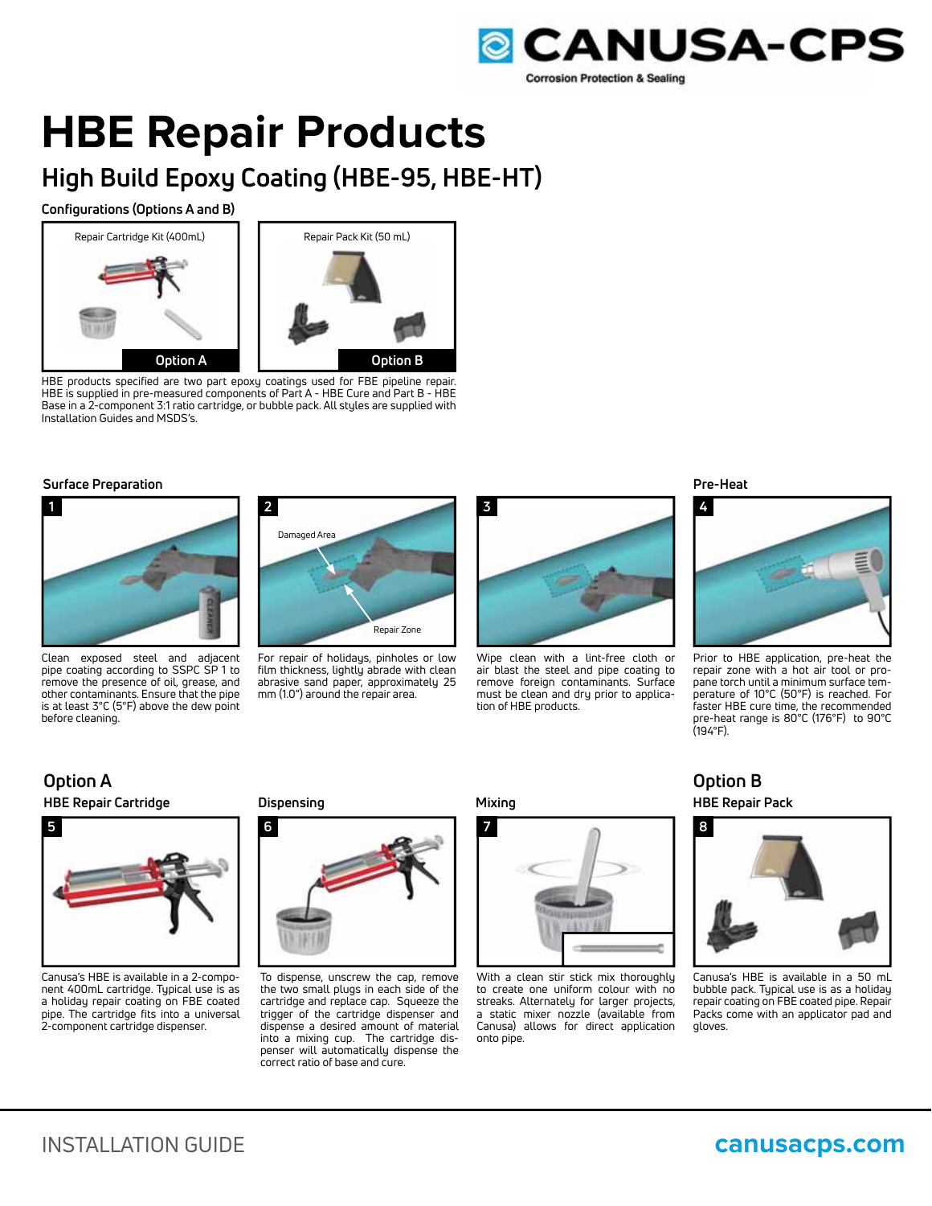CANUSA-CPS

Corrosion Protection & Sealing

# HBE Repair Products

## High Build Epoxy Coating (HBE-95, HBE-HT)

### Configurations (Options A and B)

Repair Cartridge Kit (400mL)

Option A

Repair Pack Kit (50 mL)

Option B

HBE products specified are two part epoxy coatings used for FBE pipeline repair. HBE is supplied in pre-measured components of Part A - HBE Cure and Part B - HBE Base in a 2-component 3:1 ratio cartridge, or bubble pack. All styles are supplied with Installation Guides and MSDS's.

### Surface Preparation

**1**

Clean exposed steel and adjacent pipe coating according to SSPC SP 1 to remove the presence of oil, grease, and other contaminants. Ensure that the pipe is at least 3°C (5°F) above the dew point before cleaning.

**2**

Damaged Area

Repair Zone

For repair of holidays, pinholes or low film thickness, lightly abrade with clean abrasive sand paper, approximately 25 mm (1.0") around the repair area.

**3**

Wipe clean with a lint-free cloth or air blast the steel and pipe coating to remove foreign contaminants. Surface must be clean and dry prior to application of HBE products.

### Pre-Heat

**4**

Prior to HBE application, pre-heat the repair zone with a hot air tool or propane torch until a minimum surface temperature of 10°C (50°F) is reached. For faster HBE cure time, the recommended pre-heat range is 80°C (176°F) to 90°C (194°F).

## Option A

### HBE Repair Cartridge

**5**

Canusa's HBE is available in a 2-component 400mL cartridge. Typical use is as a holiday repair coating on FBE coated pipe. The cartridge fits into a universal 2-component cartridge dispenser.

### Dispensing

**6**

To dispense, unscrew the cap, remove the two small plugs in each side of the cartridge and replace cap. Squeeze the trigger of the cartridge dispenser and dispense a desired amount of material into a mixing cup. The cartridge dispenser will automatically dispense the correct ratio of base and cure.

### Mixing

**7**

With a clean stir stick mix thoroughly to create one uniform colour with no streaks. Alternately for larger projects, a static mixer nozzle (available from Canusa) allows for direct application onto pipe.

## Option B

### HBE Repair Pack

**8**

Canusa's HBE is available in a 50 mL bubble pack. Typical use is as a holiday repair coating on FBE coated pipe. Repair Packs come with an applicator pad and gloves.

INSTALLATION GUIDE

canusacps.com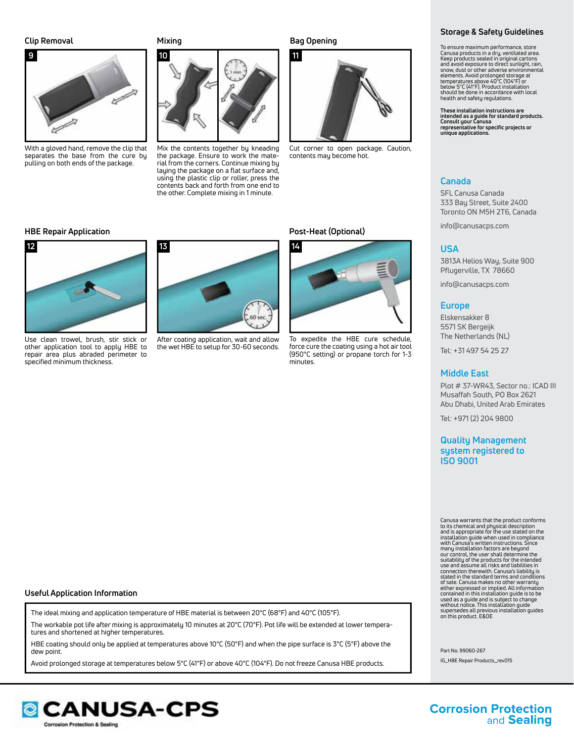## Clip Removal

9

With a gloved hand, remove the clip that separates the base from the cure by pulling on both ends of the package.

## Mixing

10

1 min

Mix the contents together by kneading the package. Ensure to work the material from the corners. Continue mixing by laying the package on a flat surface and, using the plastic clip or roller, press the contents back and forth from one end to the other. Complete mixing in 1 minute.

## Bag Opening

11

Cut corner to open package. Caution, contents may become hot.

## HBE Repair Application

12

Use clean trowel, brush, stir stick or other application tool to apply HBE to repair area plus abraded perimeter to specified minimum thickness.

13

60 sec.

After coating application, wait and allow the wet HBE to setup for 30-60 seconds.

## Post-Heat (Optional)

14

To expedite the HBE cure schedule, force cure the coating using a hot air tool (950°C setting) or propane torch for 1-3 minutes.

## Useful Application Information

The ideal mixing and application temperature of HBE material is between 20°C (68°F) and 40°C (105°F).

The workable pot life after mixing is approximately 10 minutes at 20°C (70°F). Pot life will be extended at lower temperatures and shortened at higher temperatures.

HBE coating should only be applied at temperatures above 10°C (50°F) and when the pipe surface is 3°C (5°F) above the dew point.

Avoid prolonged storage at temperatures below 5°C (41°F) or above 40°C (104°F). Do not freeze Canusa HBE products.

## Storage & Safety Guidelines

To ensure maximum performance, store Canusa products in a dry, ventilated area. Keep products sealed in original cartons and avoid exposure to direct sunlight, rain, snow, dust or other adverse environmental elements. Avoid prolonged storage at temperatures above 40°C (104°F) or below 5°C (41°F). Product installation should be done in accordance with local health and safety regulations.

**These installation instructions are intended as a guide for standard products. Consult your Canusa representative for specific projects or unique applications.**

### Canada

SFL Canusa Canada
333 Bay Street, Suite 2400
Toronto ON M5H 2T6, Canada

info@canusacps.com

### USA

3813A Helios Way, Suite 900
Pflugerville, TX 78660

info@canusacps.com

### Europe

Elskensakker 8
5571 SK Bergeijk
The Netherlands (NL)

Tel: +31 497 54 25 27

### Middle East

Plot # 37-WR43, Sector no.: ICAD III
Musaffah South, PO Box 2621
Abu Dhabi, United Arab Emirates

Tel: +971 (2) 204 9800

### Quality Management system registered to ISO 9001

Canusa warrants that the product conforms to its chemical and physical description and is appropriate for the use stated on the installation guide when used in compliance with Canusa's written instructions. Since many installation factors are beyond our control, the user shall determine the suitability of the products for the intended use and assume all risks and liabilities in connection therewith. Canusa's liability is stated in the standard terms and conditions of sale. Canusa makes no other warranty either expressed or implied. All information contained in this installation guide is to be used as a guide and is subject to change without notice. This installation guide supersedes all previous installation guides on this product. E&OE

Part No. 99060-267

IG_HBE Repair Products_rev015

CANUSA-CPS
Corrosion Protection & Sealing

Corrosion Protection and Sealing